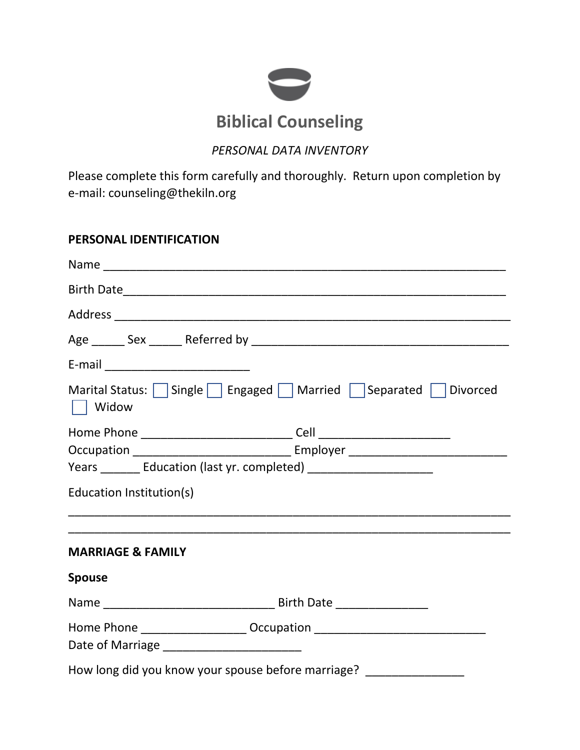# Biblical Counseling

*PERSONAL DATA INVENTORY*

Please complete this form carefully and thoroughly. Return upon completion by e-mail: counseling@thekiln.org

## PERSONAL IDENTIFICATION

Name ______________________________________________________________

Birth Date____________________________________________________________

Address ______________________________________________________________

Age _____ Sex _____ Referred by ________________________________________

E-mail ______________________

Marital Status: ☐ Single ☐ Engaged ☐ Married ☐ Separated ☐ Divorced ☐ Widow

Home Phone _______________________ Cell ____________________
Occupation ________________________ Employer ________________________
Years ______ Education (last yr. completed) ___________________

Education Institution(s)

____________________________________________________________________
____________________________________________________________________

## MARRIAGE & FAMILY

### Spouse

Name __________________________ Birth Date ______________

Home Phone ________________ Occupation __________________________
Date of Marriage _____________________

How long did you know your spouse before marriage? _______________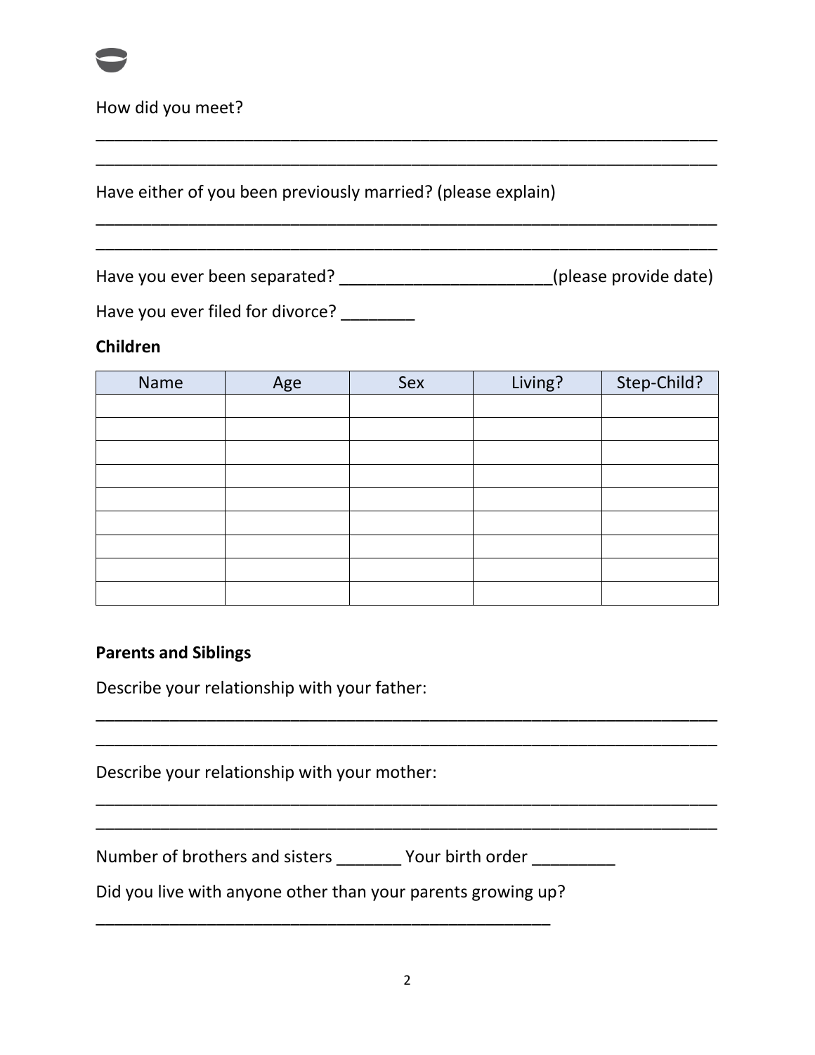How did you meet?

______________________________________________________________________

______________________________________________________________________

Have either of you been previously married? (please explain)

______________________________________________________________________

______________________________________________________________________

Have you ever been separated? _______________________(please provide date)

Have you ever filed for divorce? ________

**Children**

| Name | Age | Sex | Living? | Step-Child? |
| --- | --- | --- | --- | --- |
| | | | | |
| | | | | |
| | | | | |
| | | | | |
| | | | | |
| | | | | |
| | | | | |
| | | | | |
| | | | | |

**Parents and Siblings**

Describe your relationship with your father:

______________________________________________________________________

______________________________________________________________________

Describe your relationship with your mother:

______________________________________________________________________

______________________________________________________________________

Number of brothers and sisters _______ Your birth order _________

Did you live with anyone other than your parents growing up?

____________________________________________________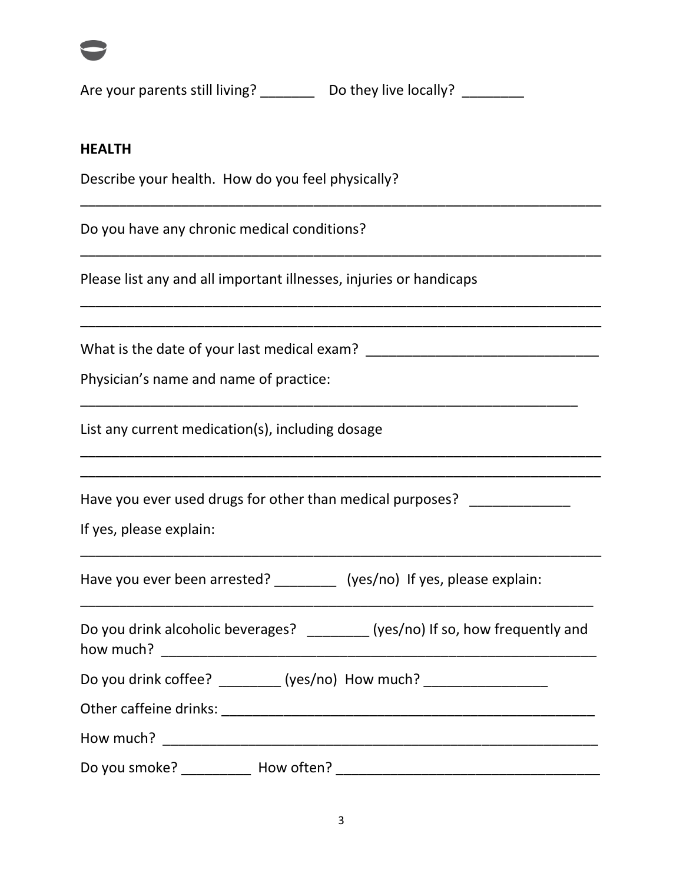Are your parents still living? _______ Do they live locally? ________

**HEALTH**

Describe your health. How do you feel physically?

_____________________________________________________________________

Do you have any chronic medical conditions?

_____________________________________________________________________

Please list any and all important illnesses, injuries or handicaps

_____________________________________________________________________

_____________________________________________________________________

What is the date of your last medical exam? ______________________________

Physician's name and name of practice:

_________________________________________________________________

List any current medication(s), including dosage

_____________________________________________________________________

_____________________________________________________________________

Have you ever used drugs for other than medical purposes? _____________

If yes, please explain:

_____________________________________________________________________

Have you ever been arrested? ________ (yes/no) If yes, please explain:

____________________________________________________________________

Do you drink alcoholic beverages? ________ (yes/no) If so, how frequently and how much? ____________________________________________________________

Do you drink coffee? ________ (yes/no) How much? ________________

Other caffeine drinks: __________________________________________________

How much? __________________________________________________________

Do you smoke? _________ How often? __________________________________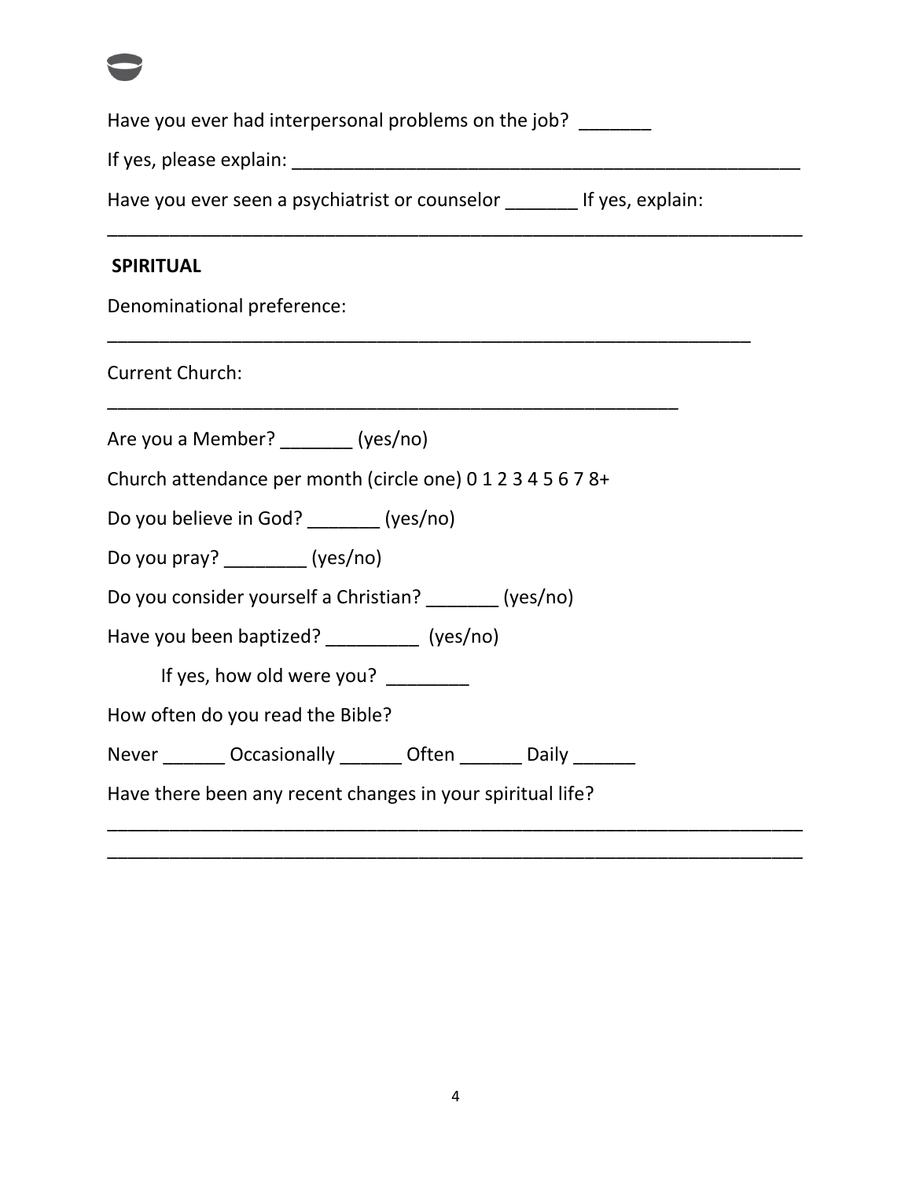Have you ever had interpersonal problems on the job? _______

If yes, please explain: ____________________________________________________

Have you ever seen a psychiatrist or counselor _______ If yes, explain:

______________________________________________________________________

**SPIRITUAL**

Denominational preference:

_________________________________________________________________

Current Church:

__________________________________________________________

Are you a Member? _______ (yes/no)

Church attendance per month (circle one) 0 1 2 3 4 5 6 7 8+

Do you believe in God? _______ (yes/no)

Do you pray? ________ (yes/no)

Do you consider yourself a Christian? _______ (yes/no)

Have you been baptized? _________ (yes/no)

If yes, how old were you? ________

How often do you read the Bible?

Never ______ Occasionally ______ Often ______ Daily ______

Have there been any recent changes in your spiritual life?

______________________________________________________________________

______________________________________________________________________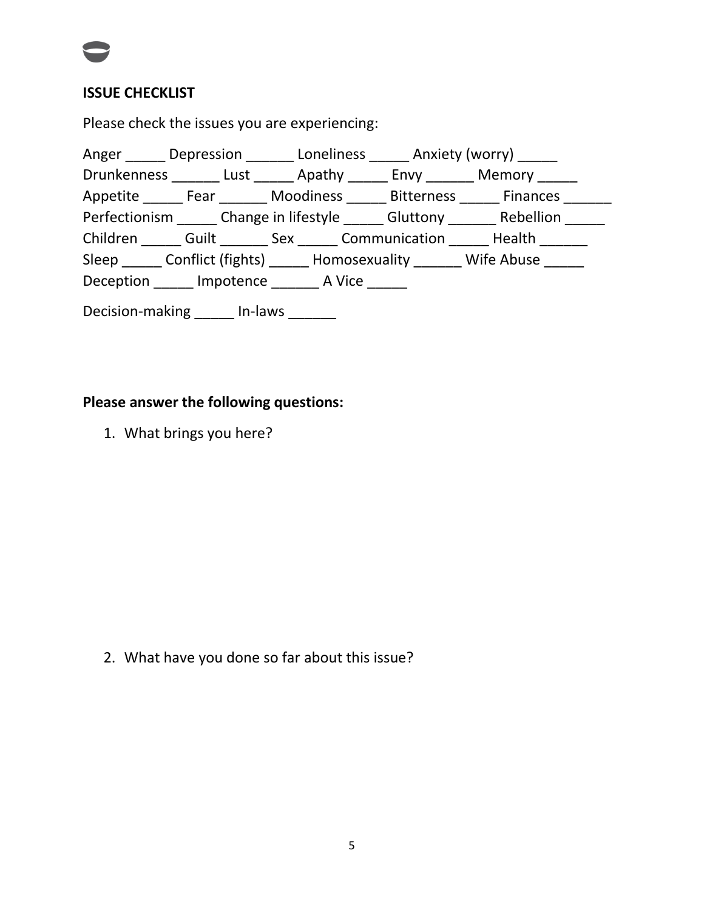**ISSUE CHECKLIST**

Please check the issues you are experiencing:

Anger _____ Depression ______ Loneliness _____ Anxiety (worry) _____
Drunkenness ______ Lust _____ Apathy _____ Envy ______ Memory _____
Appetite _____ Fear ______ Moodiness _____ Bitterness _____ Finances ______
Perfectionism _____ Change in lifestyle _____ Gluttony ______ Rebellion _____
Children _____ Guilt ______ Sex _____ Communication _____ Health ______
Sleep _____ Conflict (fights) _____ Homosexuality ______ Wife Abuse _____
Deception _____ Impotence ______ A Vice _____

Decision-making _____ In-laws ______

**Please answer the following questions:**

1. What brings you here?

2. What have you done so far about this issue?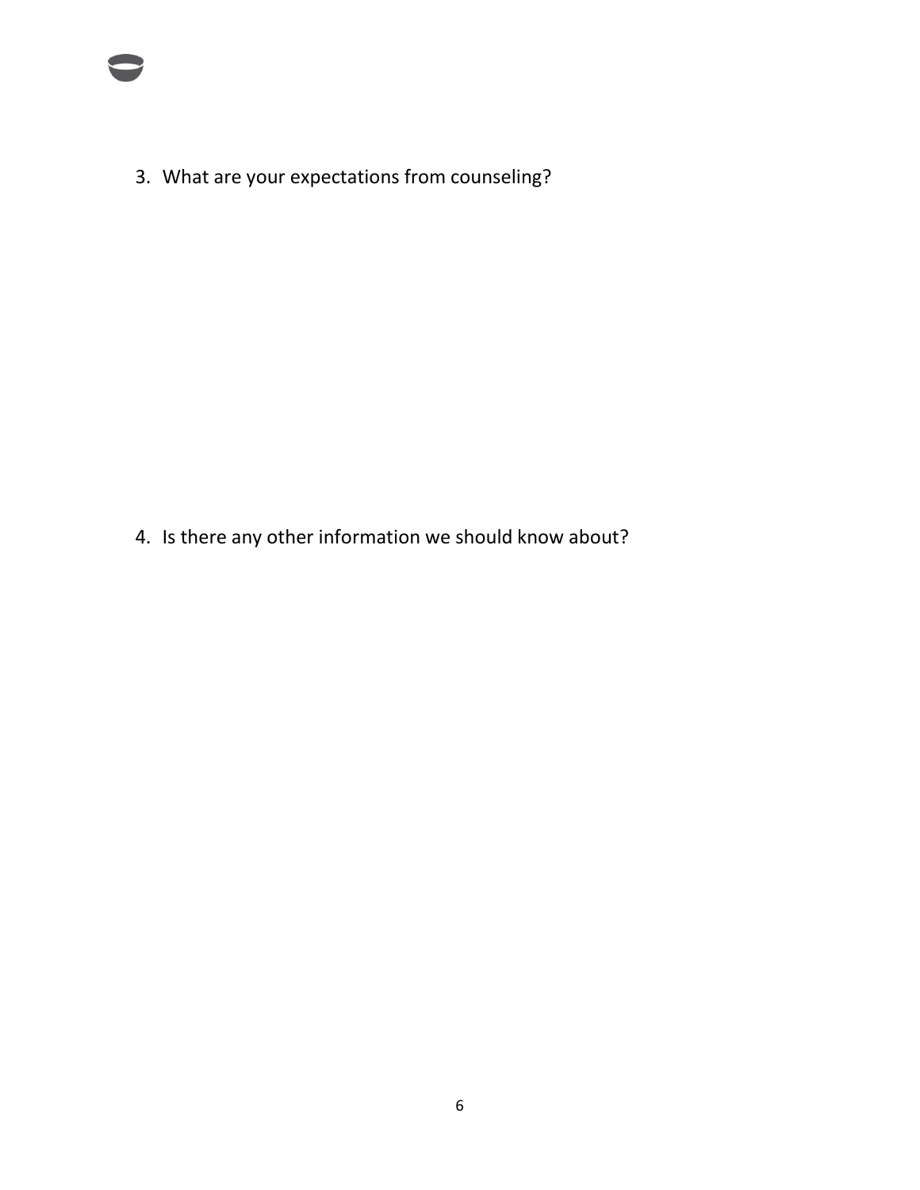3. What are your expectations from counseling?

4. Is there any other information we should know about?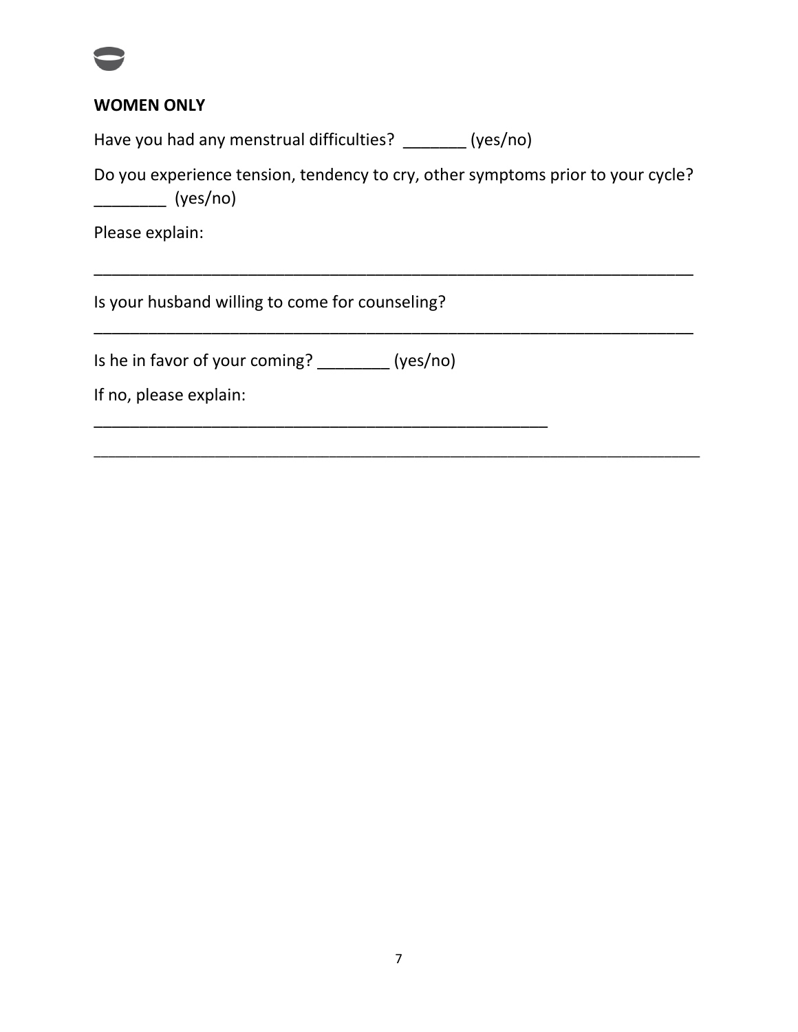**WOMEN ONLY**

Have you had any menstrual difficulties? _______ (yes/no)

Do you experience tension, tendency to cry, other symptoms prior to your cycle? ________ (yes/no)

Please explain:

_____________________________________________________________________

Is your husband willing to come for counseling?

_____________________________________________________________________

Is he in favor of your coming? ________ (yes/no)

If no, please explain:

_____________________________________________________

_____________________________________________________________________